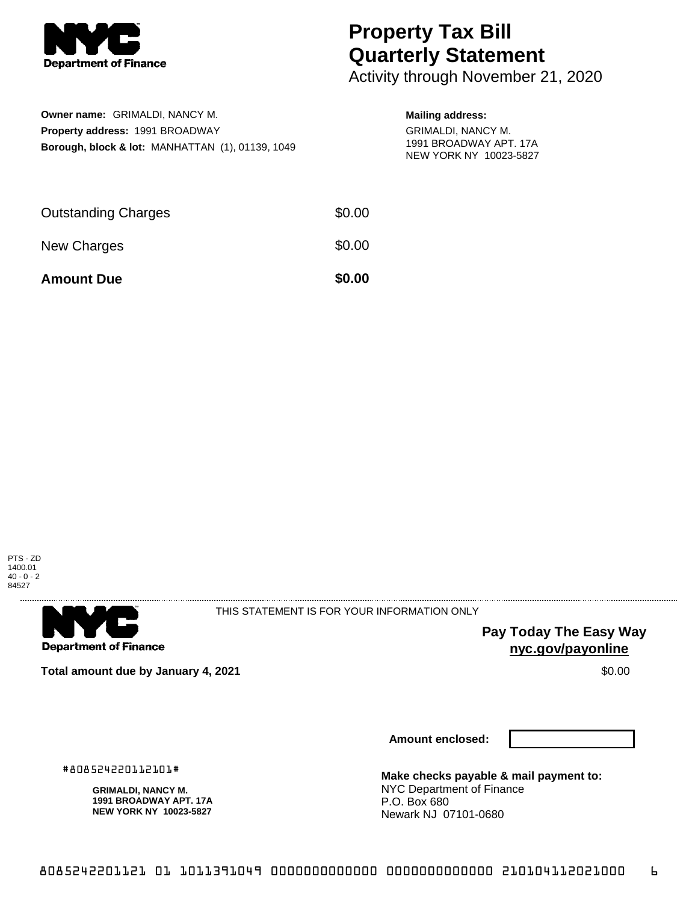NYC Department of Finance

# Property Tax Bill Quarterly Statement

Activity through November 21, 2020

**Owner name:** GRIMALDI, NANCY M.
**Property address:** 1991 BROADWAY
**Borough, block & lot:** MANHATTAN (1), 01139, 1049

**Mailing address:**
GRIMALDI, NANCY M.
1991 BROADWAY APT. 17A
NEW YORK NY 10023-5827

| | |
|---|---|
| Outstanding Charges | $0.00 |
| New Charges | $0.00 |
| **Amount Due** | **$0.00** |

PTS - ZD
1400.01
40 - 0 - 2
84527

NYC Department of Finance

THIS STATEMENT IS FOR YOUR INFORMATION ONLY

**Pay Today The Easy Way**
**nyc.gov/payonline**

**Total amount due by January 4, 2021** $0.00

**Amount enclosed:**

#808524220112101#

**GRIMALDI, NANCY M.**
**1991 BROADWAY APT. 17A**
**NEW YORK NY 10023-5827**

**Make checks payable & mail payment to:**
NYC Department of Finance
P.O. Box 680
Newark NJ 07101-0680

8085242201121 01 1011391049 0000000000000 0000000000000 210104112021000 6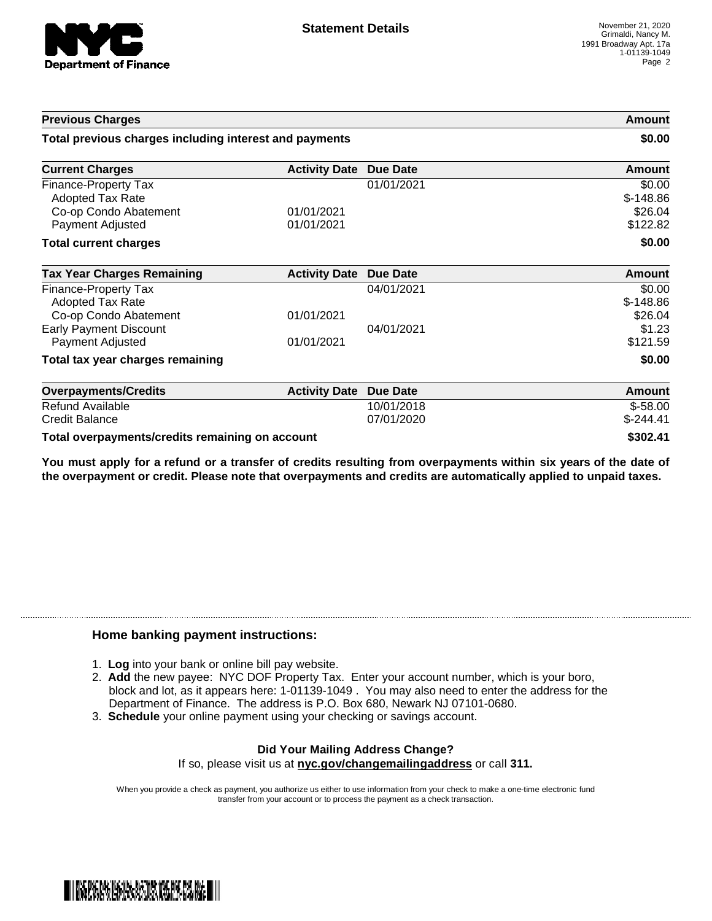# Statement Details

November 21, 2020
Grimaldi, Nancy M.
1991 Broadway Apt. 17a
1-01139-1049

| Previous Charges | | | Amount |
|---|---|---|---|
| **Total previous charges including interest and payments** | | | **$0.00** |

| Current Charges | Activity Date | Due Date | Amount |
|---|---|---|---|
| Finance-Property Tax | | 01/01/2021 | $0.00 |
| Adopted Tax Rate | | | $-148.86 |
| Co-op Condo Abatement | 01/01/2021 | | $26.04 |
| Payment Adjusted | 01/01/2021 | | $122.82 |
| **Total current charges** | | | **$0.00** |

| Tax Year Charges Remaining | Activity Date | Due Date | Amount |
|---|---|---|---|
| Finance-Property Tax | | 04/01/2021 | $0.00 |
| Adopted Tax Rate | | | $-148.86 |
| Co-op Condo Abatement | 01/01/2021 | | $26.04 |
| Early Payment Discount | | 04/01/2021 | $1.23 |
| Payment Adjusted | 01/01/2021 | | $121.59 |
| **Total tax year charges remaining** | | | **$0.00** |

| Overpayments/Credits | Activity Date | Due Date | Amount |
|---|---|---|---|
| Refund Available | | 10/01/2018 | $-58.00 |
| Credit Balance | | 07/01/2020 | $-244.41 |
| **Total overpayments/credits remaining on account** | | | **$302.41** |

**You must apply for a refund or a transfer of credits resulting from overpayments within six years of the date of the overpayment or credit. Please note that overpayments and credits are automatically applied to unpaid taxes.**

## Home banking payment instructions:

1. **Log** into your bank or online bill pay website.
2. **Add** the new payee: NYC DOF Property Tax. Enter your account number, which is your boro, block and lot, as it appears here: 1-01139-1049 . You may also need to enter the address for the Department of Finance. The address is P.O. Box 680, Newark NJ 07101-0680.
3. **Schedule** your online payment using your checking or savings account.

**Did Your Mailing Address Change?**

If so, please visit us at **nyc.gov/changemailingaddress** or call **311.**

When you provide a check as payment, you authorize us either to use information from your check to make a one-time electronic fund transfer from your account or to process the payment as a check transaction.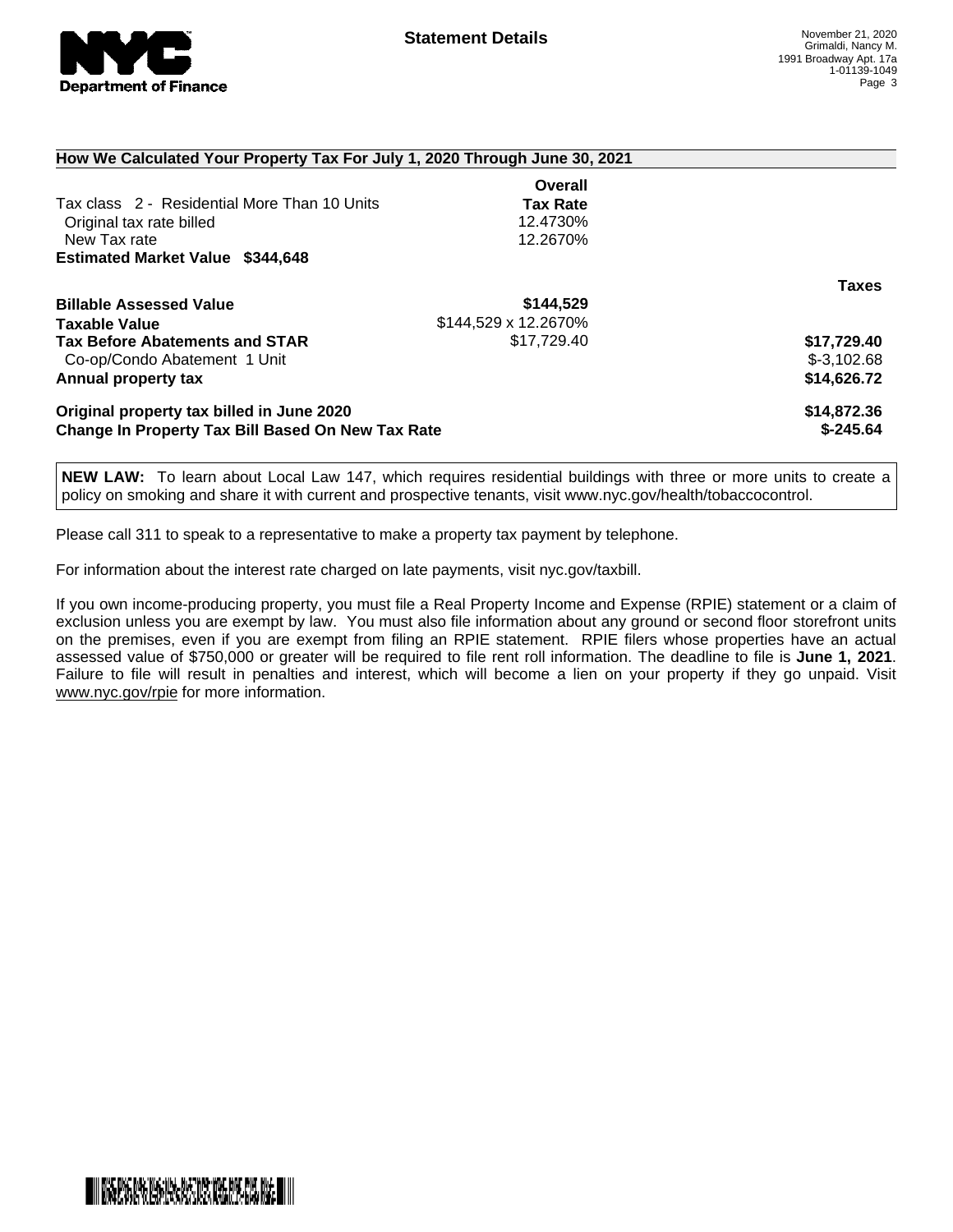## Statement Details

November 21, 2020
Grimaldi, Nancy M.
1991 Broadway Apt. 17a
1-01139-1049

### How We Calculated Your Property Tax For July 1, 2020 Through June 30, 2021

| | Overall Tax Rate | Taxes |
|---|---|---|
| Tax class 2 - Residential More Than 10 Units | | |
| Original tax rate billed | 12.4730% | |
| New Tax rate | 12.2670% | |
| **Estimated Market Value $344,648** | | |
| **Billable Assessed Value** | **$144,529** | |
| **Taxable Value** | $144,529 x 12.2670% | |
| **Tax Before Abatements and STAR** | $17,729.40 | **$17,729.40** |
| Co-op/Condo Abatement 1 Unit | | $-3,102.68 |
| **Annual property tax** | | **$14,626.72** |
| **Original property tax billed in June 2020** | | **$14,872.36** |
| **Change In Property Tax Bill Based On New Tax Rate** | | **$-245.64** |

**NEW LAW:** To learn about Local Law 147, which requires residential buildings with three or more units to create a policy on smoking and share it with current and prospective tenants, visit www.nyc.gov/health/tobaccocontrol.

Please call 311 to speak to a representative to make a property tax payment by telephone.

For information about the interest rate charged on late payments, visit nyc.gov/taxbill.

If you own income-producing property, you must file a Real Property Income and Expense (RPIE) statement or a claim of exclusion unless you are exempt by law. You must also file information about any ground or second floor storefront units on the premises, even if you are exempt from filing an RPIE statement. RPIE filers whose properties have an actual assessed value of $750,000 or greater will be required to file rent roll information. The deadline to file is **June 1, 2021**. Failure to file will result in penalties and interest, which will become a lien on your property if they go unpaid. Visit www.nyc.gov/rpie for more information.